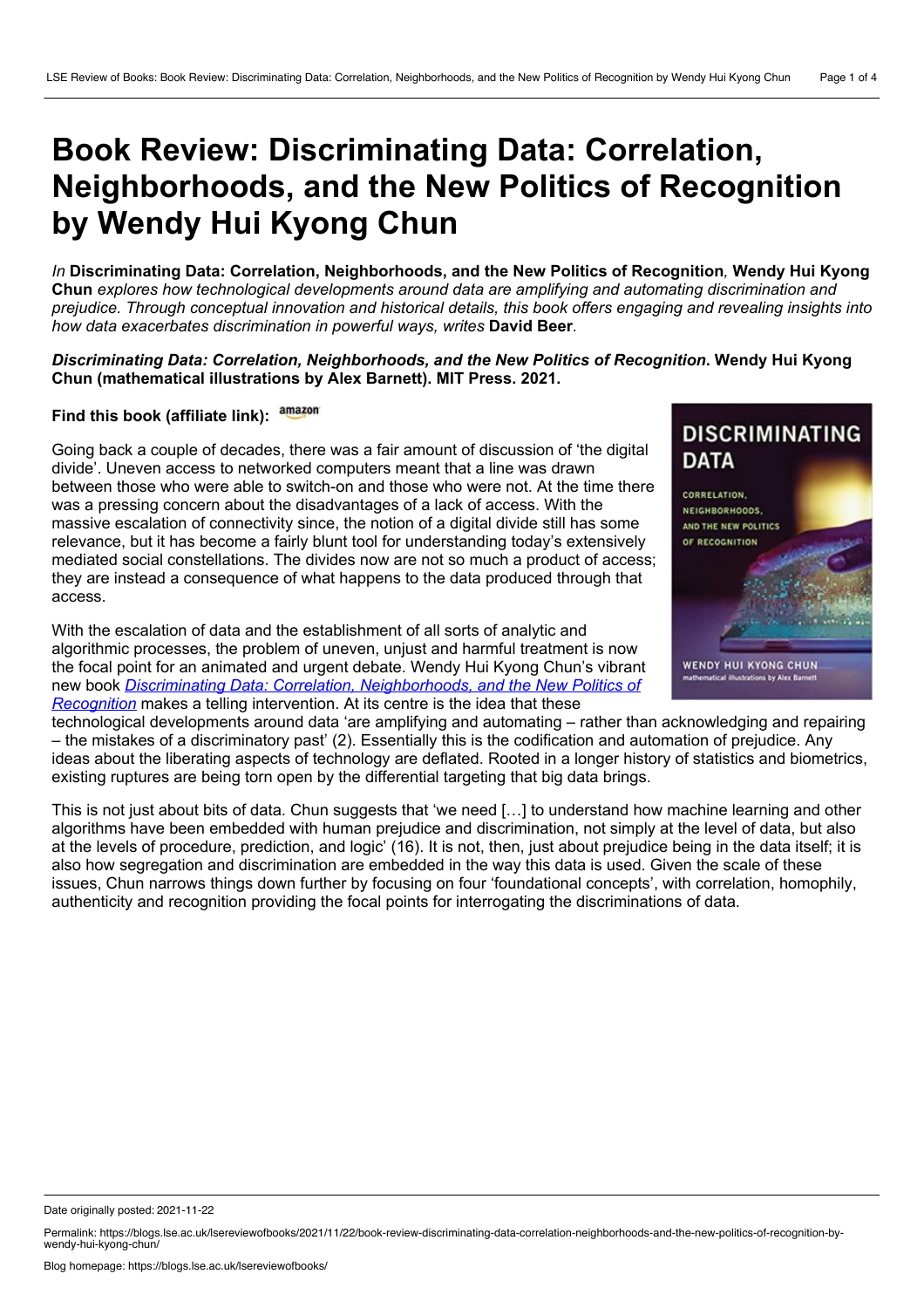# Book Review: Discriminating Data: Correlation, Neighborhoods, and the New Politics of Recognition by Wendy Hui Kyong Chun

*In* **Discriminating Data: Correlation, Neighborhoods, and the New Politics of Recognition***,* **Wendy Hui Kyong Chun** *explores how technological developments around data are amplifying and automating discrimination and prejudice. Through conceptual innovation and historical details, this book offers engaging and revealing insights into how data exacerbates discrimination in powerful ways, writes* **David Beer***.*

***Discriminating Data: Correlation, Neighborhoods, and the New Politics of Recognition*****. Wendy Hui Kyong Chun (mathematical illustrations by Alex Barnett). MIT Press. 2021.**

**Find this book (affiliate link):** amazon

Going back a couple of decades, there was a fair amount of discussion of 'the digital divide'. Uneven access to networked computers meant that a line was drawn between those who were able to switch-on and those who were not. At the time there was a pressing concern about the disadvantages of a lack of access. With the massive escalation of connectivity since, the notion of a digital divide still has some relevance, but it has become a fairly blunt tool for understanding today's extensively mediated social constellations. The divides now are not so much a product of access; they are instead a consequence of what happens to the data produced through that access.

With the escalation of data and the establishment of all sorts of analytic and algorithmic processes, the problem of uneven, unjust and harmful treatment is now the focal point for an animated and urgent debate. Wendy Hui Kyong Chun's vibrant new book *Discriminating Data: Correlation, Neighborhoods, and the New Politics of Recognition* makes a telling intervention. At its centre is the idea that these technological developments around data 'are amplifying and automating – rather than acknowledging and repairing – the mistakes of a discriminatory past' (2). Essentially this is the codification and automation of prejudice. Any ideas about the liberating aspects of technology are deflated. Rooted in a longer history of statistics and biometrics, existing ruptures are being torn open by the differential targeting that big data brings.

This is not just about bits of data. Chun suggests that 'we need […] to understand how machine learning and other algorithms have been embedded with human prejudice and discrimination, not simply at the level of data, but also at the levels of procedure, prediction, and logic' (16). It is not, then, just about prejudice being in the data itself; it is also how segregation and discrimination are embedded in the way this data is used. Given the scale of these issues, Chun narrows things down further by focusing on four 'foundational concepts', with correlation, homophily, authenticity and recognition providing the focal points for interrogating the discriminations of data.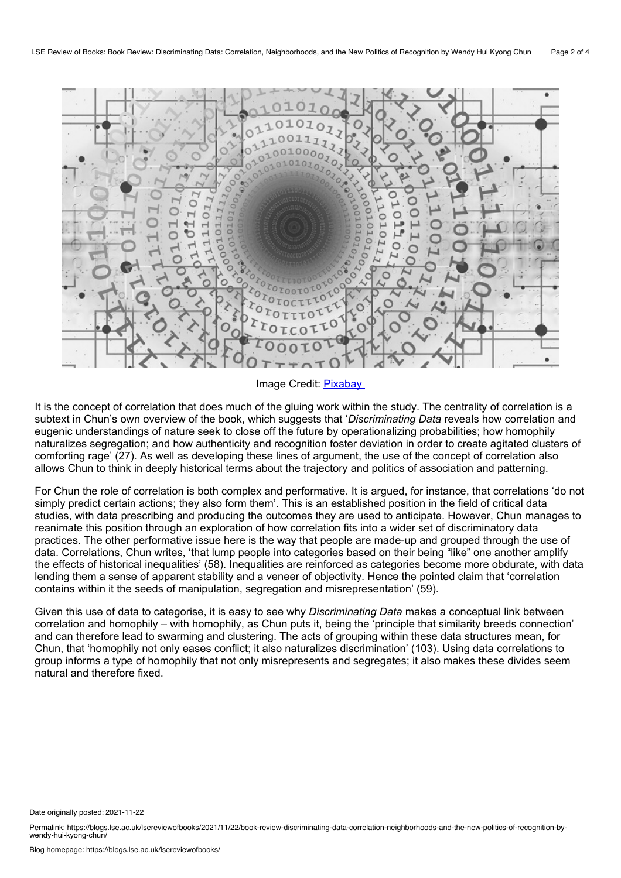Image Credit: Pixabay

It is the concept of correlation that does much of the gluing work within the study. The centrality of correlation is a subtext in Chun's own overview of the book, which suggests that '*Discriminating Data* reveals how correlation and eugenic understandings of nature seek to close off the future by operationalizing probabilities; how homophily naturalizes segregation; and how authenticity and recognition foster deviation in order to create agitated clusters of comforting rage' (27). As well as developing these lines of argument, the use of the concept of correlation also allows Chun to think in deeply historical terms about the trajectory and politics of association and patterning.

For Chun the role of correlation is both complex and performative. It is argued, for instance, that correlations 'do not simply predict certain actions; they also form them'. This is an established position in the field of critical data studies, with data prescribing and producing the outcomes they are used to anticipate. However, Chun manages to reanimate this position through an exploration of how correlation fits into a wider set of discriminatory data practices. The other performative issue here is the way that people are made-up and grouped through the use of data. Correlations, Chun writes, 'that lump people into categories based on their being "like" one another amplify the effects of historical inequalities' (58). Inequalities are reinforced as categories become more obdurate, with data lending them a sense of apparent stability and a veneer of objectivity. Hence the pointed claim that 'correlation contains within it the seeds of manipulation, segregation and misrepresentation' (59).

Given this use of data to categorise, it is easy to see why *Discriminating Data* makes a conceptual link between correlation and homophily – with homophily, as Chun puts it, being the 'principle that similarity breeds connection' and can therefore lead to swarming and clustering. The acts of grouping within these data structures mean, for Chun, that 'homophily not only eases conflict; it also naturalizes discrimination' (103). Using data correlations to group informs a type of homophily that not only misrepresents and segregates; it also makes these divides seem natural and therefore fixed.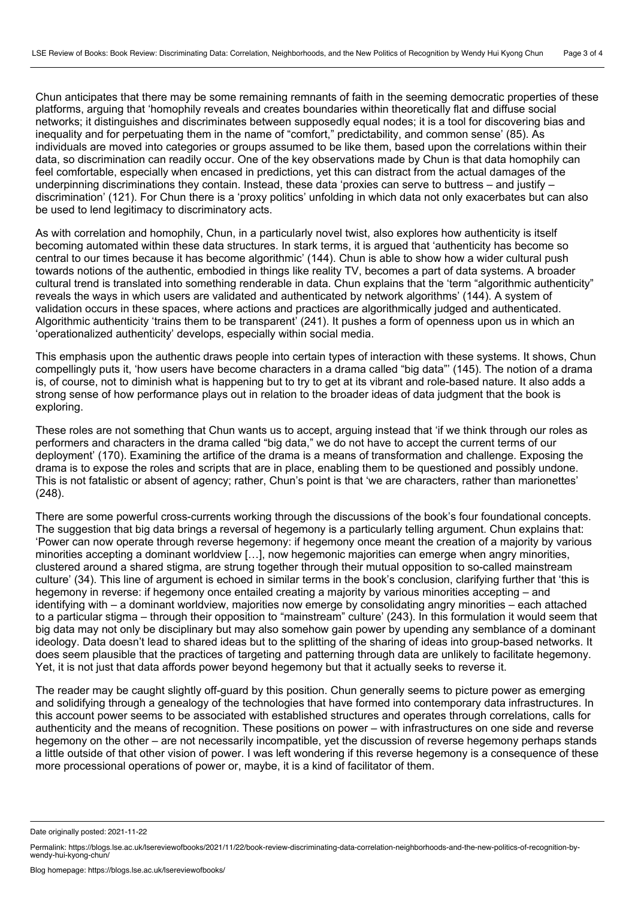Chun anticipates that there may be some remaining remnants of faith in the seeming democratic properties of these platforms, arguing that 'homophily reveals and creates boundaries within theoretically flat and diffuse social networks; it distinguishes and discriminates between supposedly equal nodes; it is a tool for discovering bias and inequality and for perpetuating them in the name of "comfort," predictability, and common sense' (85). As individuals are moved into categories or groups assumed to be like them, based upon the correlations within their data, so discrimination can readily occur. One of the key observations made by Chun is that data homophily can feel comfortable, especially when encased in predictions, yet this can distract from the actual damages of the underpinning discriminations they contain. Instead, these data 'proxies can serve to buttress – and justify – discrimination' (121). For Chun there is a 'proxy politics' unfolding in which data not only exacerbates but can also be used to lend legitimacy to discriminatory acts.

As with correlation and homophily, Chun, in a particularly novel twist, also explores how authenticity is itself becoming automated within these data structures. In stark terms, it is argued that 'authenticity has become so central to our times because it has become algorithmic' (144). Chun is able to show how a wider cultural push towards notions of the authentic, embodied in things like reality TV, becomes a part of data systems. A broader cultural trend is translated into something renderable in data. Chun explains that the 'term "algorithmic authenticity" reveals the ways in which users are validated and authenticated by network algorithms' (144). A system of validation occurs in these spaces, where actions and practices are algorithmically judged and authenticated. Algorithmic authenticity 'trains them to be transparent' (241). It pushes a form of openness upon us in which an 'operationalized authenticity' develops, especially within social media.

This emphasis upon the authentic draws people into certain types of interaction with these systems. It shows, Chun compellingly puts it, 'how users have become characters in a drama called "big data"' (145). The notion of a drama is, of course, not to diminish what is happening but to try to get at its vibrant and role-based nature. It also adds a strong sense of how performance plays out in relation to the broader ideas of data judgment that the book is exploring.

These roles are not something that Chun wants us to accept, arguing instead that 'if we think through our roles as performers and characters in the drama called "big data," we do not have to accept the current terms of our deployment' (170). Examining the artifice of the drama is a means of transformation and challenge. Exposing the drama is to expose the roles and scripts that are in place, enabling them to be questioned and possibly undone. This is not fatalistic or absent of agency; rather, Chun's point is that 'we are characters, rather than marionettes' (248).

There are some powerful cross-currents working through the discussions of the book's four foundational concepts. The suggestion that big data brings a reversal of hegemony is a particularly telling argument. Chun explains that: 'Power can now operate through reverse hegemony: if hegemony once meant the creation of a majority by various minorities accepting a dominant worldview […], now hegemonic majorities can emerge when angry minorities, clustered around a shared stigma, are strung together through their mutual opposition to so-called mainstream culture' (34). This line of argument is echoed in similar terms in the book's conclusion, clarifying further that 'this is hegemony in reverse: if hegemony once entailed creating a majority by various minorities accepting – and identifying with – a dominant worldview, majorities now emerge by consolidating angry minorities – each attached to a particular stigma – through their opposition to "mainstream" culture' (243). In this formulation it would seem that big data may not only be disciplinary but may also somehow gain power by upending any semblance of a dominant ideology. Data doesn't lead to shared ideas but to the splitting of the sharing of ideas into group-based networks. It does seem plausible that the practices of targeting and patterning through data are unlikely to facilitate hegemony. Yet, it is not just that data affords power beyond hegemony but that it actually seeks to reverse it.

The reader may be caught slightly off-guard by this position. Chun generally seems to picture power as emerging and solidifying through a genealogy of the technologies that have formed into contemporary data infrastructures. In this account power seems to be associated with established structures and operates through correlations, calls for authenticity and the means of recognition. These positions on power – with infrastructures on one side and reverse hegemony on the other – are not necessarily incompatible, yet the discussion of reverse hegemony perhaps stands a little outside of that other vision of power. I was left wondering if this reverse hegemony is a consequence of these more processional operations of power or, maybe, it is a kind of facilitator of them.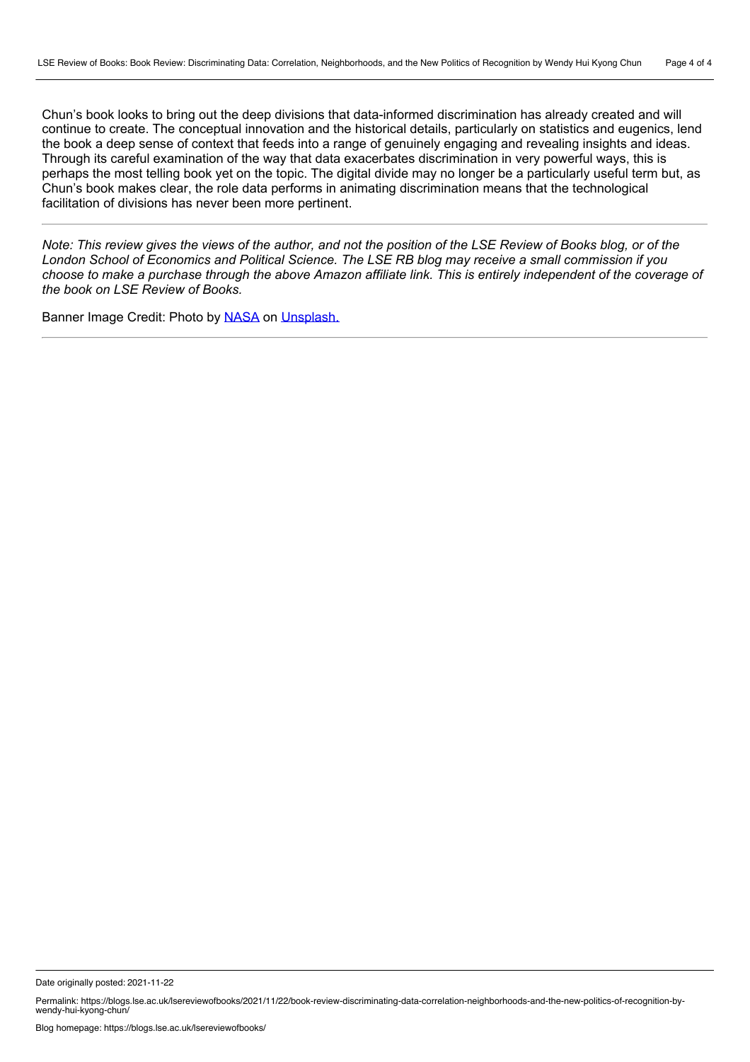Chun's book looks to bring out the deep divisions that data-informed discrimination has already created and will continue to create. The conceptual innovation and the historical details, particularly on statistics and eugenics, lend the book a deep sense of context that feeds into a range of genuinely engaging and revealing insights and ideas. Through its careful examination of the way that data exacerbates discrimination in very powerful ways, this is perhaps the most telling book yet on the topic. The digital divide may no longer be a particularly useful term but, as Chun's book makes clear, the role data performs in animating discrimination means that the technological facilitation of divisions has never been more pertinent.

---

*Note: This review gives the views of the author, and not the position of the LSE Review of Books blog, or of the London School of Economics and Political Science. The LSE RB blog may receive a small commission if you choose to make a purchase through the above Amazon affiliate link. This is entirely independent of the coverage of the book on LSE Review of Books.*

Banner Image Credit: Photo by NASA on Unsplash.

---

Date originally posted: 2021-11-22

Permalink: https://blogs.lse.ac.uk/lsereviewofbooks/2021/11/22/book-review-discriminating-data-correlation-neighborhoods-and-the-new-politics-of-recognition-by-wendy-hui-kyong-chun/

Blog homepage: https://blogs.lse.ac.uk/lsereviewofbooks/